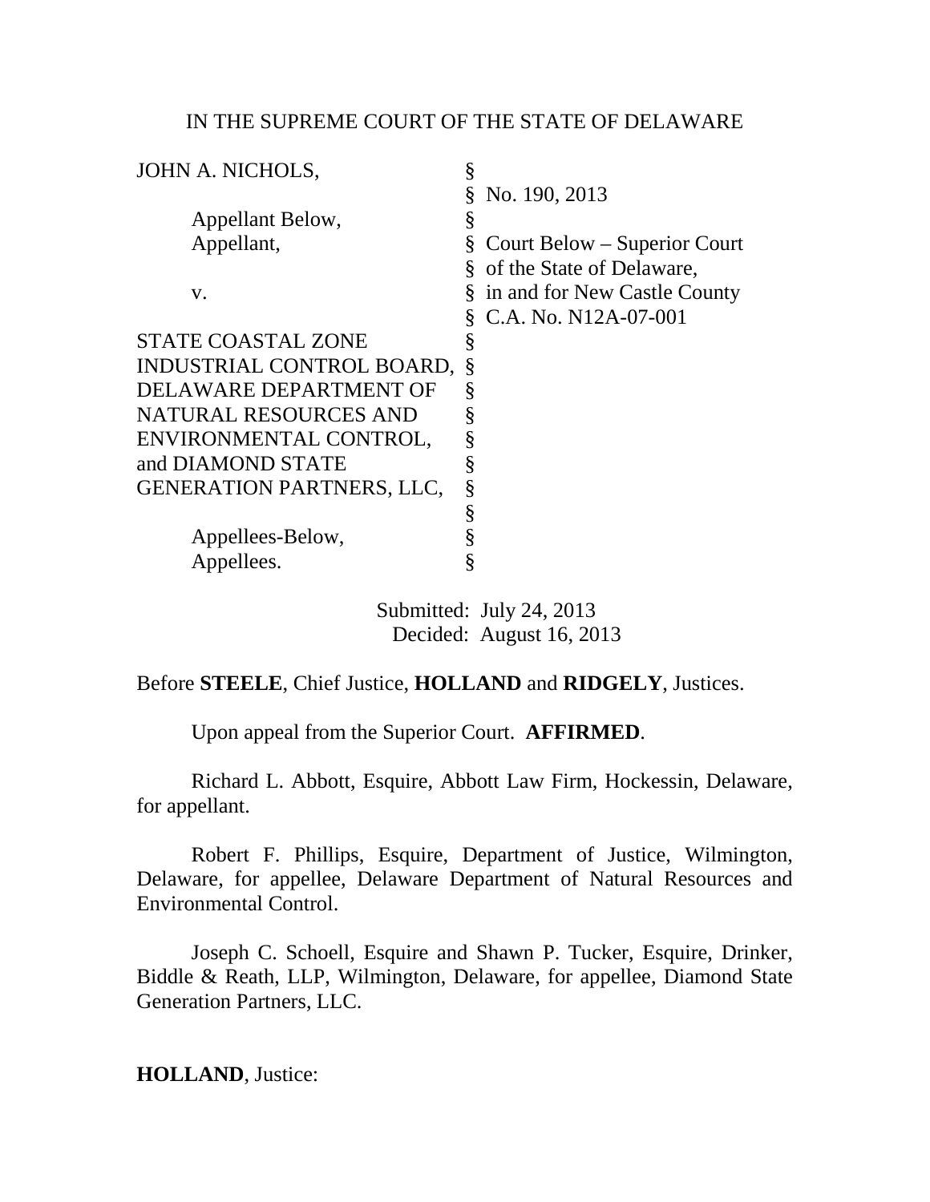IN THE SUPREME COURT OF THE STATE OF DELAWARE

| | | |
|---|---|---|
| JOHN A. NICHOLS, | § | |
| | § | No. 190, 2013 |
| Appellant Below, | § | |
| Appellant, | § | Court Below – Superior Court |
| | § | of the State of Delaware, |
| v. | § | in and for New Castle County |
| | § | C.A. No. N12A-07-001 |
| STATE COASTAL ZONE | § | |
| INDUSTRIAL CONTROL BOARD, | § | |
| DELAWARE DEPARTMENT OF | § | |
| NATURAL RESOURCES AND | § | |
| ENVIRONMENTAL CONTROL, | § | |
| and DIAMOND STATE | § | |
| GENERATION PARTNERS, LLC, | § | |
| | § | |
| Appellees-Below, | § | |
| Appellees. | § | |

Submitted: July 24, 2013
Decided: August 16, 2013

Before **STEELE**, Chief Justice, **HOLLAND** and **RIDGELY**, Justices.

Upon appeal from the Superior Court. **AFFIRMED**.

Richard L. Abbott, Esquire, Abbott Law Firm, Hockessin, Delaware, for appellant.

Robert F. Phillips, Esquire, Department of Justice, Wilmington, Delaware, for appellee, Delaware Department of Natural Resources and Environmental Control.

Joseph C. Schoell, Esquire and Shawn P. Tucker, Esquire, Drinker, Biddle & Reath, LLP, Wilmington, Delaware, for appellee, Diamond State Generation Partners, LLC.

**HOLLAND**, Justice: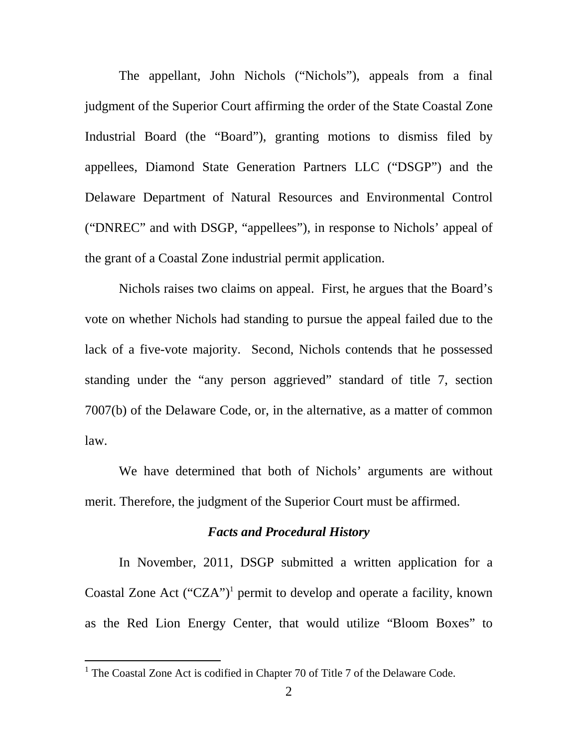The appellant, John Nichols ("Nichols"), appeals from a final judgment of the Superior Court affirming the order of the State Coastal Zone Industrial Board (the "Board"), granting motions to dismiss filed by appellees, Diamond State Generation Partners LLC ("DSGP") and the Delaware Department of Natural Resources and Environmental Control ("DNREC" and with DSGP, "appellees"), in response to Nichols' appeal of the grant of a Coastal Zone industrial permit application.

Nichols raises two claims on appeal. First, he argues that the Board's vote on whether Nichols had standing to pursue the appeal failed due to the lack of a five-vote majority. Second, Nichols contends that he possessed standing under the "any person aggrieved" standard of title 7, section 7007(b) of the Delaware Code, or, in the alternative, as a matter of common law.

We have determined that both of Nichols' arguments are without merit. Therefore, the judgment of the Superior Court must be affirmed.

### *Facts and Procedural History*

In November, 2011, DSGP submitted a written application for a Coastal Zone Act ("CZA")[1] permit to develop and operate a facility, known as the Red Lion Energy Center, that would utilize "Bloom Boxes" to

[1] The Coastal Zone Act is codified in Chapter 70 of Title 7 of the Delaware Code.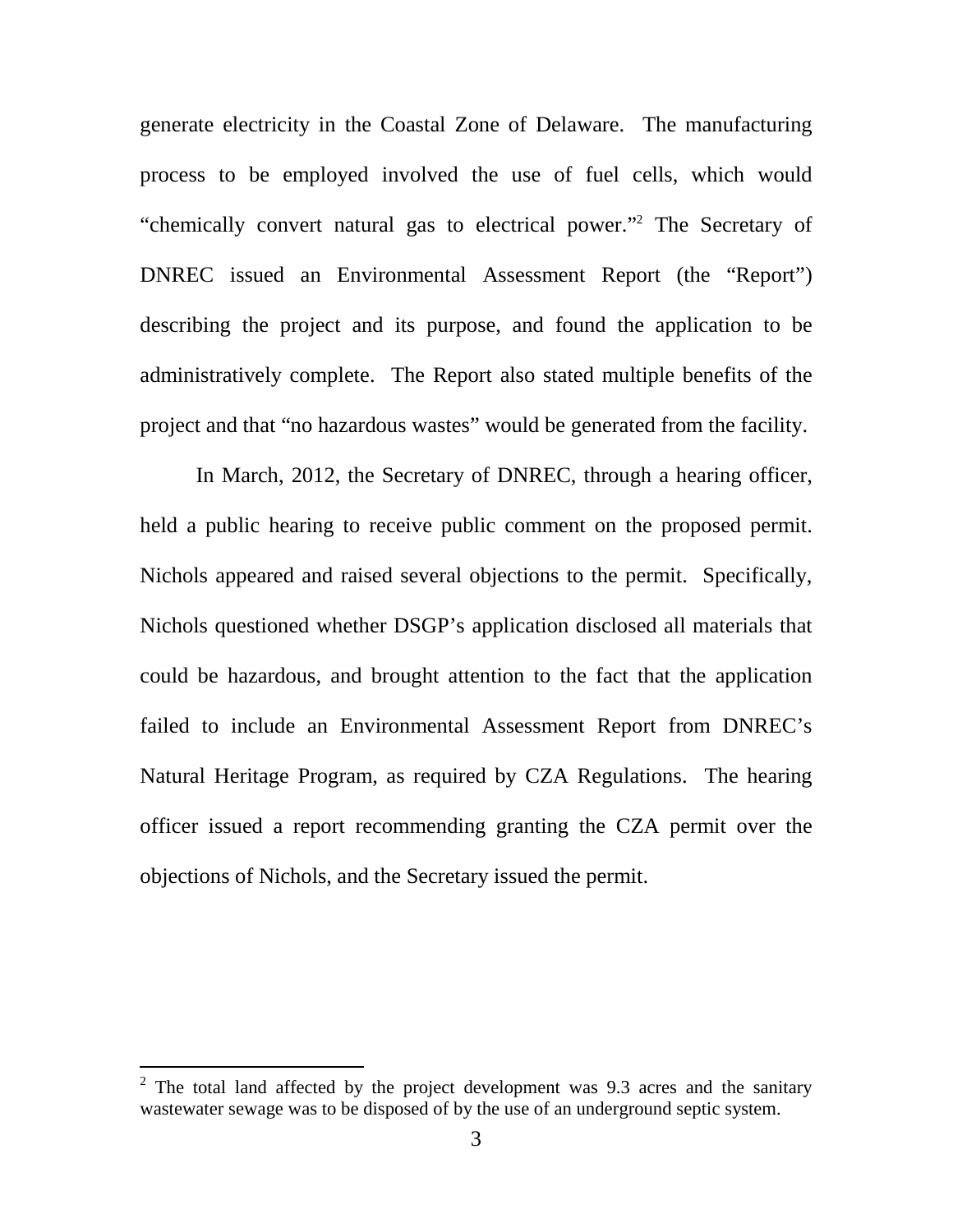generate electricity in the Coastal Zone of Delaware. The manufacturing process to be employed involved the use of fuel cells, which would "chemically convert natural gas to electrical power."[2] The Secretary of DNREC issued an Environmental Assessment Report (the "Report") describing the project and its purpose, and found the application to be administratively complete. The Report also stated multiple benefits of the project and that "no hazardous wastes" would be generated from the facility.

In March, 2012, the Secretary of DNREC, through a hearing officer, held a public hearing to receive public comment on the proposed permit. Nichols appeared and raised several objections to the permit. Specifically, Nichols questioned whether DSGP's application disclosed all materials that could be hazardous, and brought attention to the fact that the application failed to include an Environmental Assessment Report from DNREC's Natural Heritage Program, as required by CZA Regulations. The hearing officer issued a report recommending granting the CZA permit over the objections of Nichols, and the Secretary issued the permit.

---

[2] The total land affected by the project development was 9.3 acres and the sanitary wastewater sewage was to be disposed of by the use of an underground septic system.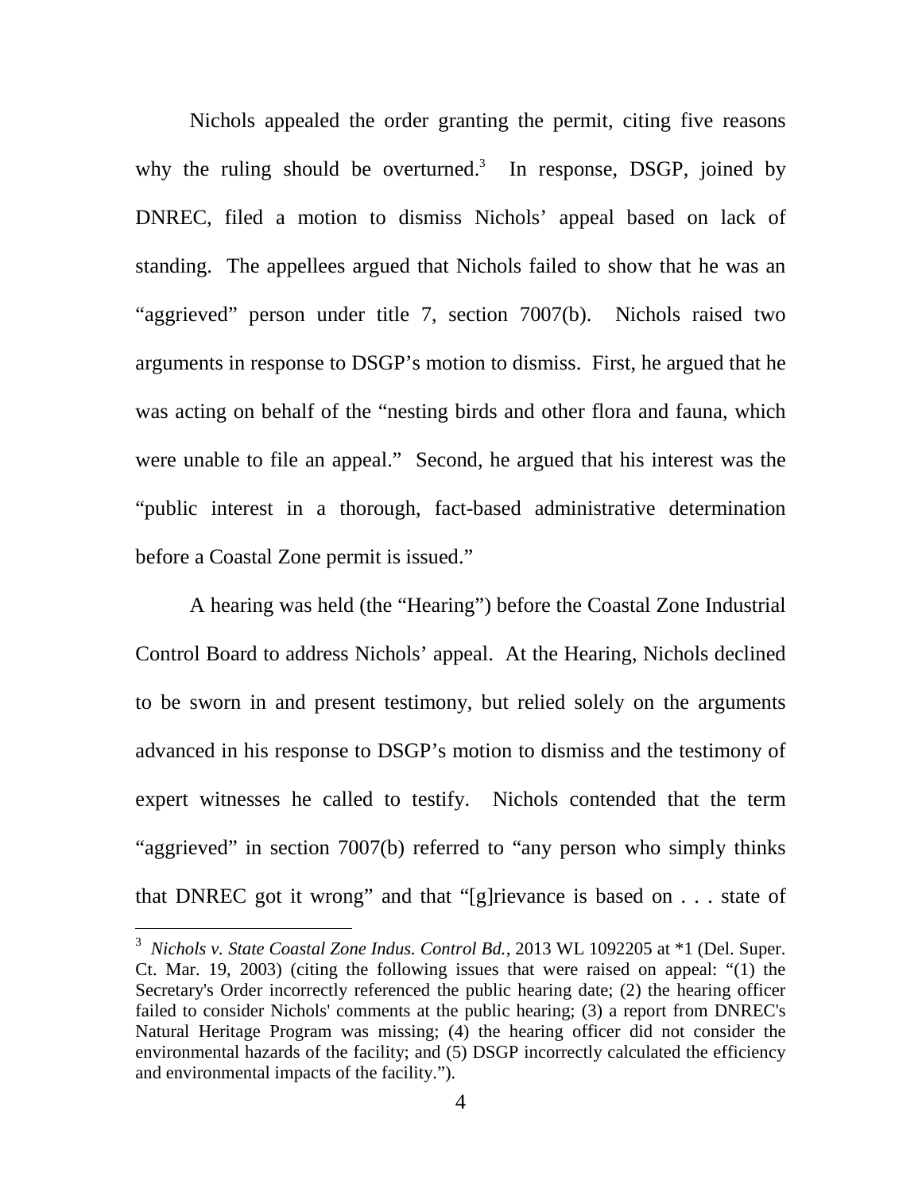Nichols appealed the order granting the permit, citing five reasons why the ruling should be overturned.[3] In response, DSGP, joined by DNREC, filed a motion to dismiss Nichols' appeal based on lack of standing. The appellees argued that Nichols failed to show that he was an "aggrieved" person under title 7, section 7007(b). Nichols raised two arguments in response to DSGP's motion to dismiss. First, he argued that he was acting on behalf of the "nesting birds and other flora and fauna, which were unable to file an appeal." Second, he argued that his interest was the "public interest in a thorough, fact-based administrative determination before a Coastal Zone permit is issued."

A hearing was held (the "Hearing") before the Coastal Zone Industrial Control Board to address Nichols' appeal. At the Hearing, Nichols declined to be sworn in and present testimony, but relied solely on the arguments advanced in his response to DSGP's motion to dismiss and the testimony of expert witnesses he called to testify. Nichols contended that the term "aggrieved" in section 7007(b) referred to "any person who simply thinks that DNREC got it wrong" and that "[g]rievance is based on . . . state of

---

[3] *Nichols v. State Coastal Zone Indus. Control Bd.*, 2013 WL 1092205 at *1 (Del. Super. Ct. Mar. 19, 2003) (citing the following issues that were raised on appeal: "(1) the Secretary's Order incorrectly referenced the public hearing date; (2) the hearing officer failed to consider Nichols' comments at the public hearing; (3) a report from DNREC's Natural Heritage Program was missing; (4) the hearing officer did not consider the environmental hazards of the facility; and (5) DSGP incorrectly calculated the efficiency and environmental impacts of the facility.").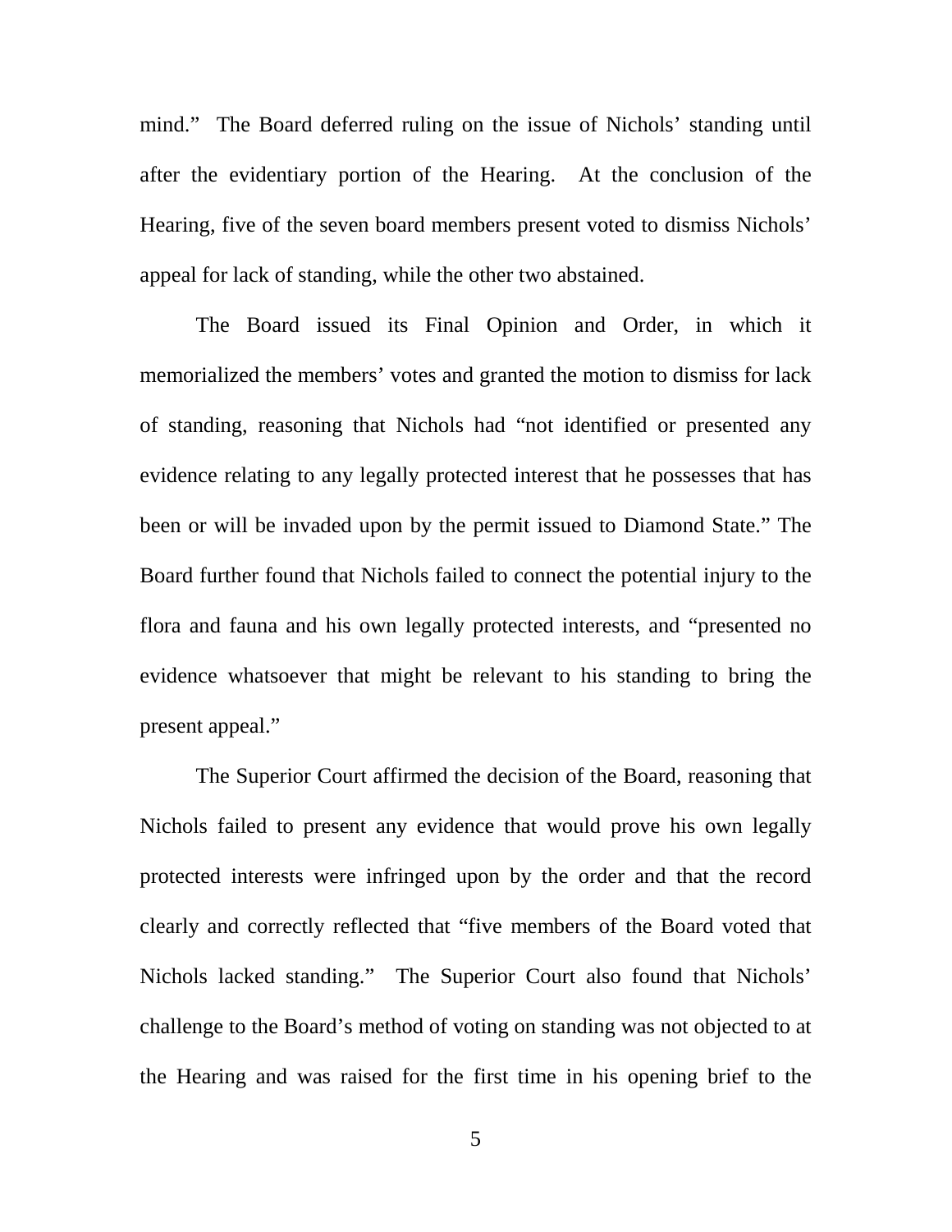mind." The Board deferred ruling on the issue of Nichols' standing until after the evidentiary portion of the Hearing. At the conclusion of the Hearing, five of the seven board members present voted to dismiss Nichols' appeal for lack of standing, while the other two abstained.

The Board issued its Final Opinion and Order, in which it memorialized the members' votes and granted the motion to dismiss for lack of standing, reasoning that Nichols had "not identified or presented any evidence relating to any legally protected interest that he possesses that has been or will be invaded upon by the permit issued to Diamond State." The Board further found that Nichols failed to connect the potential injury to the flora and fauna and his own legally protected interests, and "presented no evidence whatsoever that might be relevant to his standing to bring the present appeal."

The Superior Court affirmed the decision of the Board, reasoning that Nichols failed to present any evidence that would prove his own legally protected interests were infringed upon by the order and that the record clearly and correctly reflected that "five members of the Board voted that Nichols lacked standing." The Superior Court also found that Nichols' challenge to the Board's method of voting on standing was not objected to at the Hearing and was raised for the first time in his opening brief to the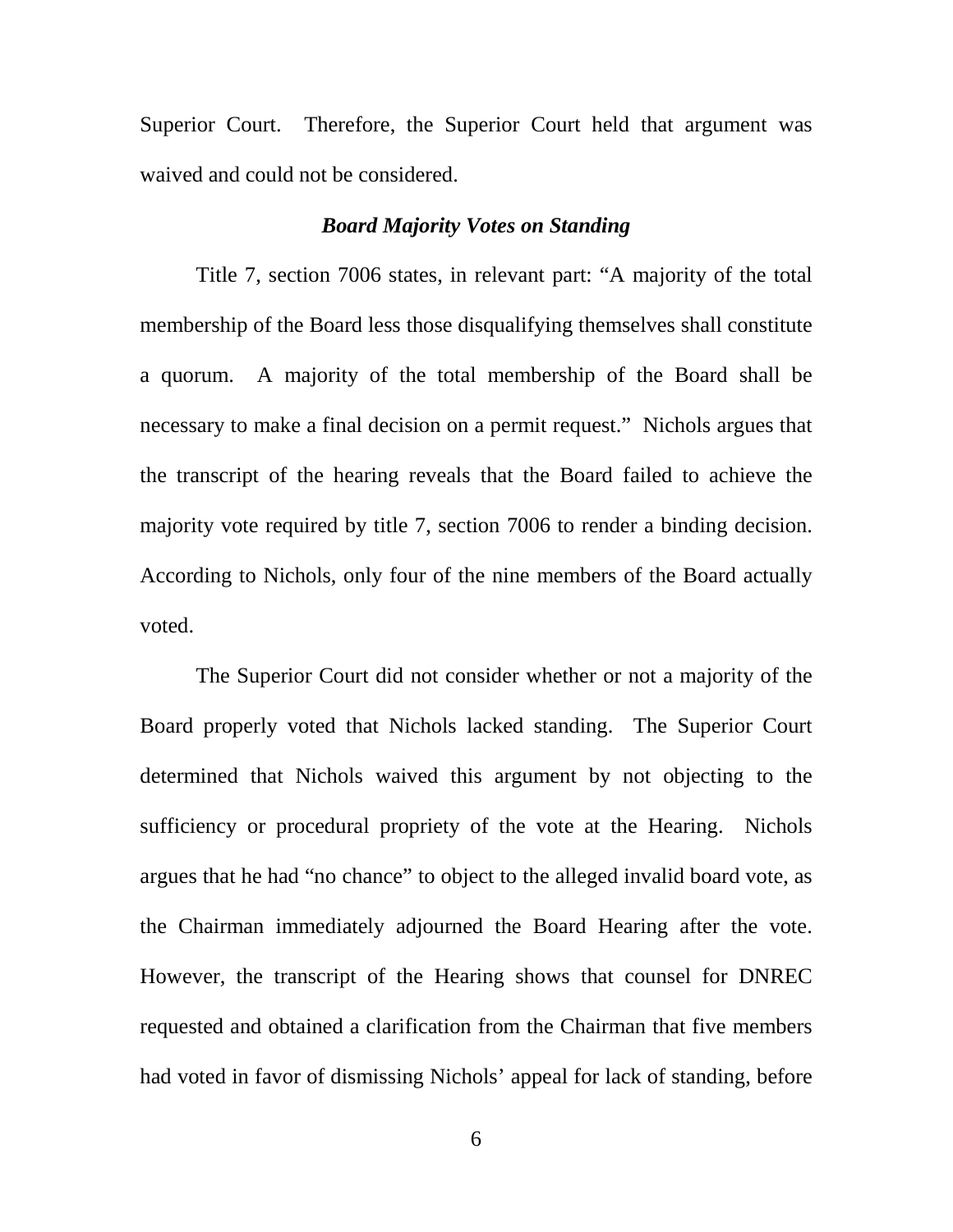Superior Court. Therefore, the Superior Court held that argument was waived and could not be considered.

### *Board Majority Votes on Standing*

Title 7, section 7006 states, in relevant part: "A majority of the total membership of the Board less those disqualifying themselves shall constitute a quorum. A majority of the total membership of the Board shall be necessary to make a final decision on a permit request." Nichols argues that the transcript of the hearing reveals that the Board failed to achieve the majority vote required by title 7, section 7006 to render a binding decision. According to Nichols, only four of the nine members of the Board actually voted.

The Superior Court did not consider whether or not a majority of the Board properly voted that Nichols lacked standing. The Superior Court determined that Nichols waived this argument by not objecting to the sufficiency or procedural propriety of the vote at the Hearing. Nichols argues that he had "no chance" to object to the alleged invalid board vote, as the Chairman immediately adjourned the Board Hearing after the vote. However, the transcript of the Hearing shows that counsel for DNREC requested and obtained a clarification from the Chairman that five members had voted in favor of dismissing Nichols' appeal for lack of standing, before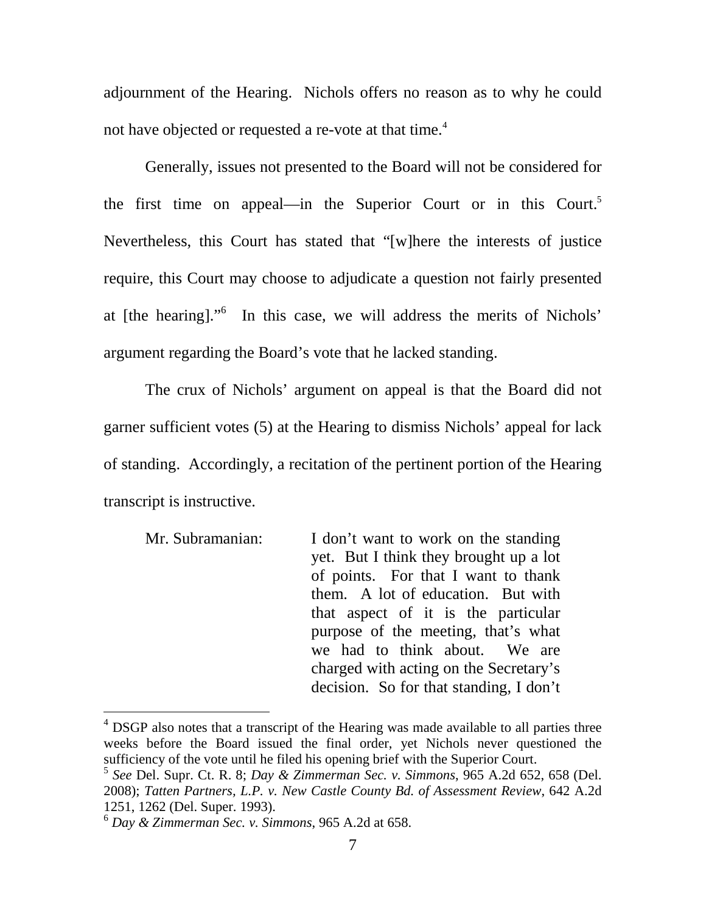adjournment of the Hearing. Nichols offers no reason as to why he could not have objected or requested a re-vote at that time.[4]

Generally, issues not presented to the Board will not be considered for the first time on appeal—in the Superior Court or in this Court.[5] Nevertheless, this Court has stated that "[w]here the interests of justice require, this Court may choose to adjudicate a question not fairly presented at [the hearing]."[6] In this case, we will address the merits of Nichols' argument regarding the Board's vote that he lacked standing.

The crux of Nichols' argument on appeal is that the Board did not garner sufficient votes (5) at the Hearing to dismiss Nichols' appeal for lack of standing. Accordingly, a recitation of the pertinent portion of the Hearing transcript is instructive.

> Mr. Subramanian: I don't want to work on the standing yet. But I think they brought up a lot of points. For that I want to thank them. A lot of education. But with that aspect of it is the particular purpose of the meeting, that's what we had to think about. We are charged with acting on the Secretary's decision. So for that standing, I don't

---

[4] DSGP also notes that a transcript of the Hearing was made available to all parties three weeks before the Board issued the final order, yet Nichols never questioned the sufficiency of the vote until he filed his opening brief with the Superior Court.

[5] *See* Del. Supr. Ct. R. 8; *Day & Zimmerman Sec. v. Simmons*, 965 A.2d 652, 658 (Del. 2008); *Tatten Partners, L.P. v. New Castle County Bd. of Assessment Review*, 642 A.2d 1251, 1262 (Del. Super. 1993).

[6] *Day & Zimmerman Sec. v. Simmons*, 965 A.2d at 658.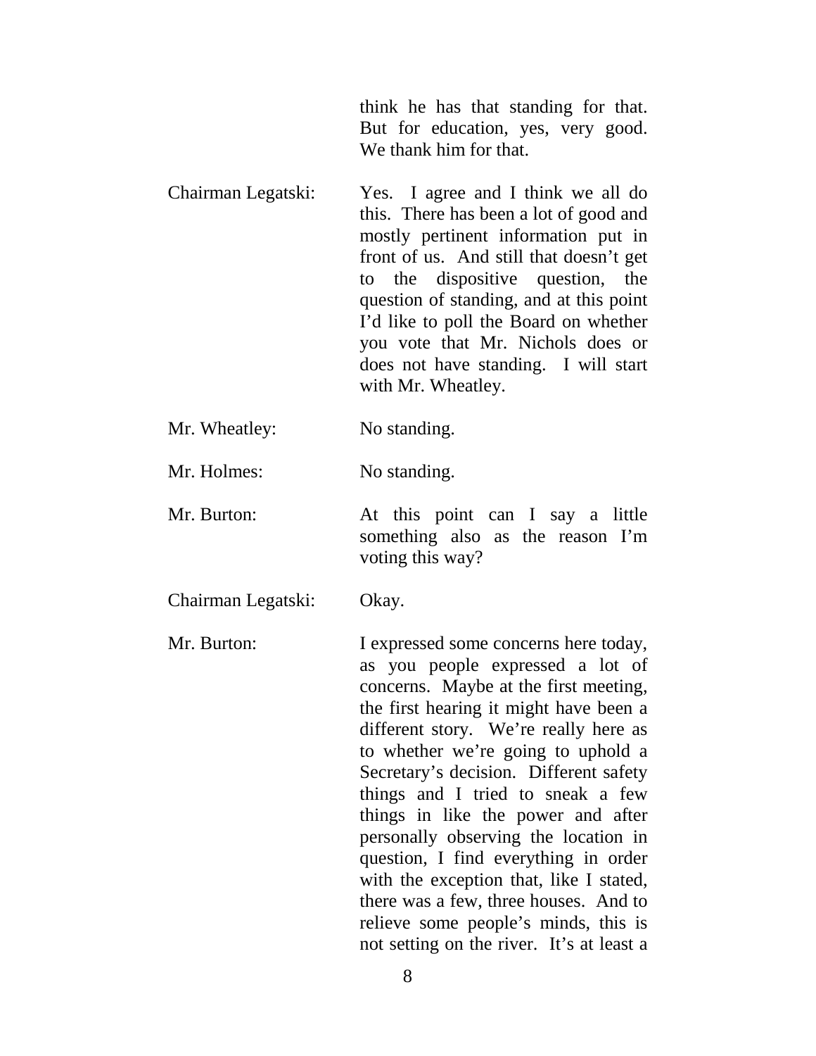think he has that standing for that. But for education, yes, very good. We thank him for that.

Chairman Legatski: Yes. I agree and I think we all do this. There has been a lot of good and mostly pertinent information put in front of us. And still that doesn't get to the dispositive question, the question of standing, and at this point I'd like to poll the Board on whether you vote that Mr. Nichols does or does not have standing. I will start with Mr. Wheatley.

Mr. Wheatley: No standing.

Mr. Holmes: No standing.

Mr. Burton: At this point can I say a little something also as the reason I'm voting this way?

Chairman Legatski: Okay.

Mr. Burton: I expressed some concerns here today, as you people expressed a lot of concerns. Maybe at the first meeting, the first hearing it might have been a different story. We're really here as to whether we're going to uphold a Secretary's decision. Different safety things and I tried to sneak a few things in like the power and after personally observing the location in question, I find everything in order with the exception that, like I stated, there was a few, three houses. And to relieve some people's minds, this is not setting on the river. It's at least a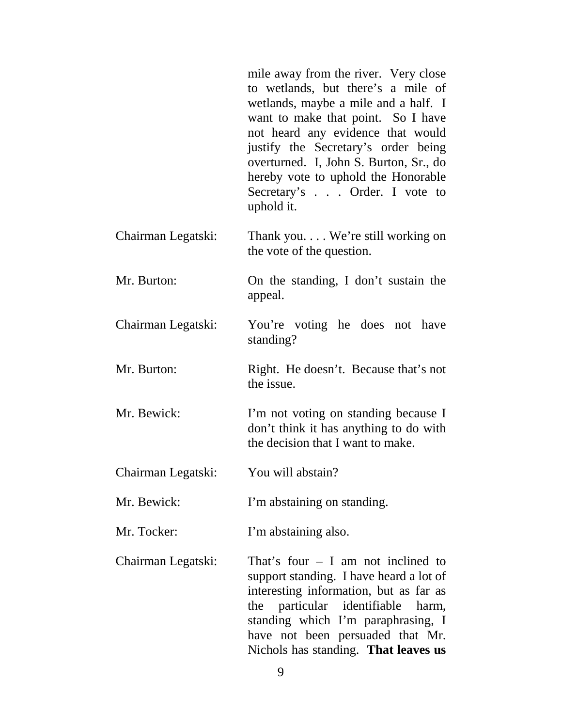mile away from the river. Very close to wetlands, but there's a mile of wetlands, maybe a mile and a half. I want to make that point. So I have not heard any evidence that would justify the Secretary's order being overturned. I, John S. Burton, Sr., do hereby vote to uphold the Honorable Secretary's . . . Order. I vote to uphold it.

| | |
|---|---|
| Chairman Legatski: | Thank you. . . . We're still working on the vote of the question. |
| Mr. Burton: | On the standing, I don't sustain the appeal. |
| Chairman Legatski: | You're voting he does not have standing? |
| Mr. Burton: | Right. He doesn't. Because that's not the issue. |
| Mr. Bewick: | I'm not voting on standing because I don't think it has anything to do with the decision that I want to make. |
| Chairman Legatski: | You will abstain? |
| Mr. Bewick: | I'm abstaining on standing. |
| Mr. Tocker: | I'm abstaining also. |
| Chairman Legatski: | That's four – I am not inclined to support standing. I have heard a lot of interesting information, but as far as the particular identifiable harm, standing which I'm paraphrasing, I have not been persuaded that Mr. Nichols has standing. **That leaves us** |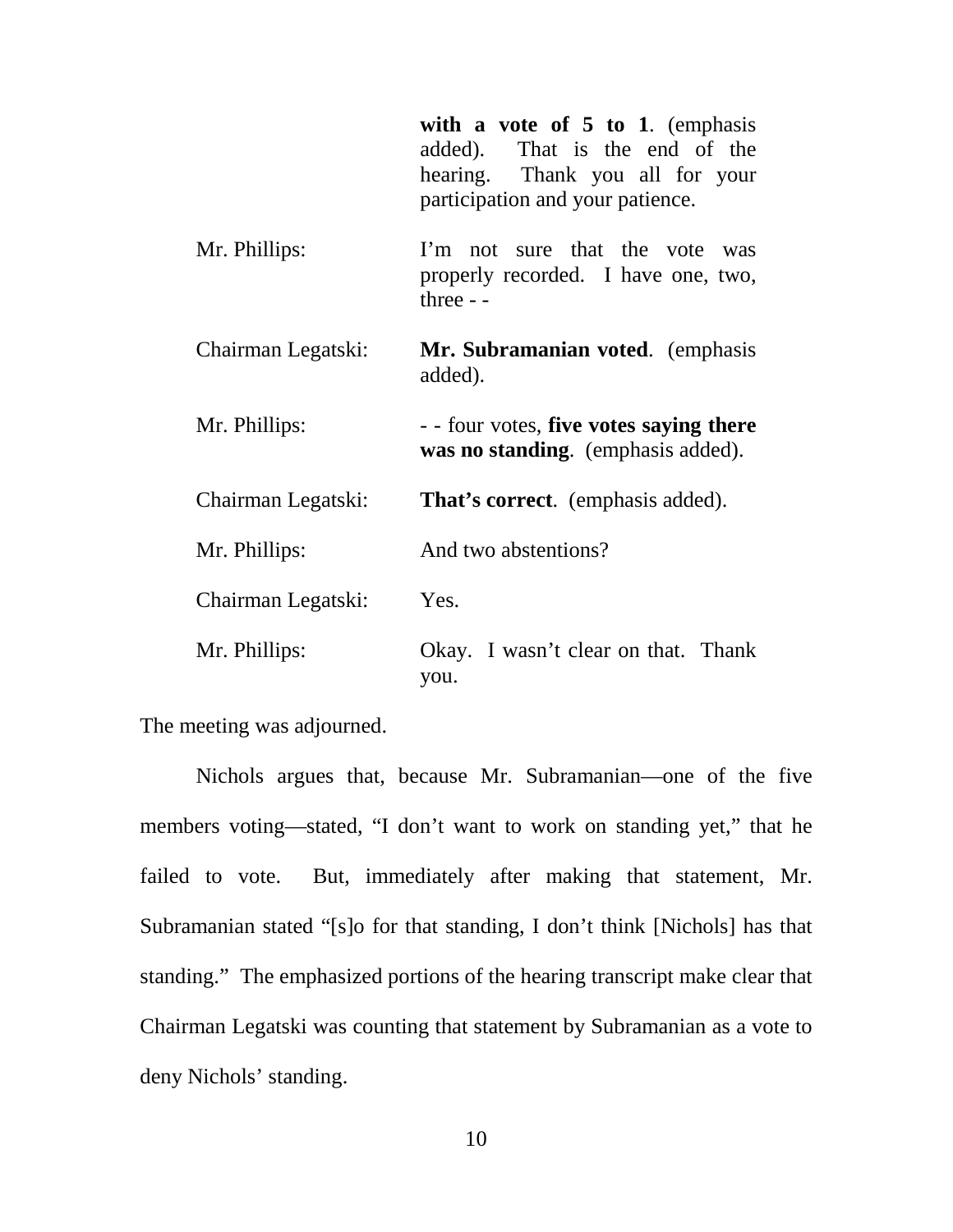| | |
|---|---|
| | **with a vote of 5 to 1**. (emphasis added). That is the end of the hearing. Thank you all for your participation and your patience. |
| Mr. Phillips: | I'm not sure that the vote was properly recorded. I have one, two, three - - |
| Chairman Legatski: | **Mr. Subramanian voted**. (emphasis added). |
| Mr. Phillips: | - - four votes, **five votes saying there was no standing**. (emphasis added). |
| Chairman Legatski: | **That's correct**. (emphasis added). |
| Mr. Phillips: | And two abstentions? |
| Chairman Legatski: | Yes. |
| Mr. Phillips: | Okay. I wasn't clear on that. Thank you. |

The meeting was adjourned.

Nichols argues that, because Mr. Subramanian—one of the five members voting—stated, "I don't want to work on standing yet," that he failed to vote. But, immediately after making that statement, Mr. Subramanian stated "[s]o for that standing, I don't think [Nichols] has that standing." The emphasized portions of the hearing transcript make clear that Chairman Legatski was counting that statement by Subramanian as a vote to deny Nichols' standing.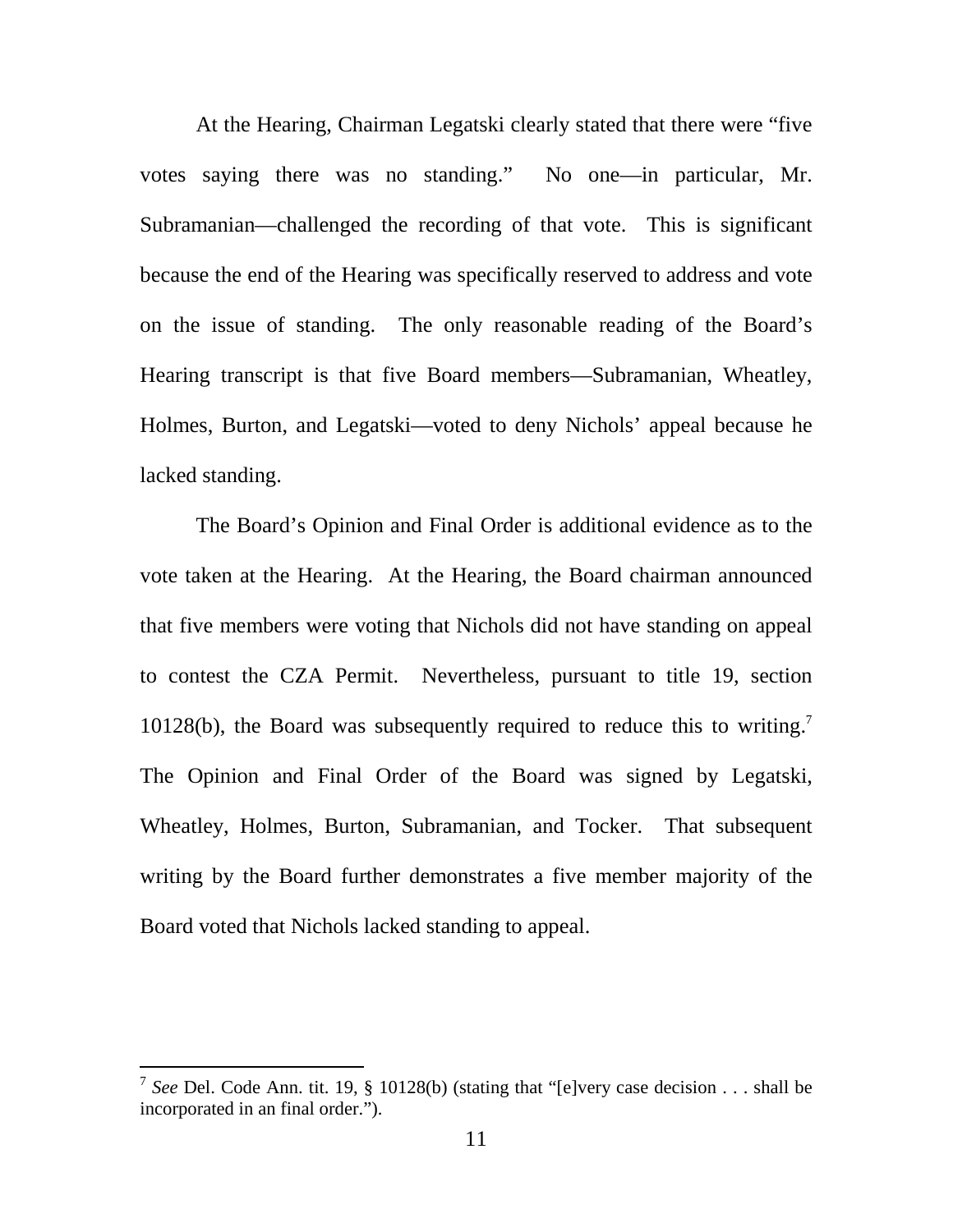At the Hearing, Chairman Legatski clearly stated that there were "five votes saying there was no standing." No one—in particular, Mr. Subramanian—challenged the recording of that vote. This is significant because the end of the Hearing was specifically reserved to address and vote on the issue of standing. The only reasonable reading of the Board's Hearing transcript is that five Board members—Subramanian, Wheatley, Holmes, Burton, and Legatski—voted to deny Nichols' appeal because he lacked standing.

The Board's Opinion and Final Order is additional evidence as to the vote taken at the Hearing. At the Hearing, the Board chairman announced that five members were voting that Nichols did not have standing on appeal to contest the CZA Permit. Nevertheless, pursuant to title 19, section 10128(b), the Board was subsequently required to reduce this to writing.[7] The Opinion and Final Order of the Board was signed by Legatski, Wheatley, Holmes, Burton, Subramanian, and Tocker. That subsequent writing by the Board further demonstrates a five member majority of the Board voted that Nichols lacked standing to appeal.

---

[7] *See* Del. Code Ann. tit. 19, § 10128(b) (stating that "[e]very case decision . . . shall be incorporated in an final order.").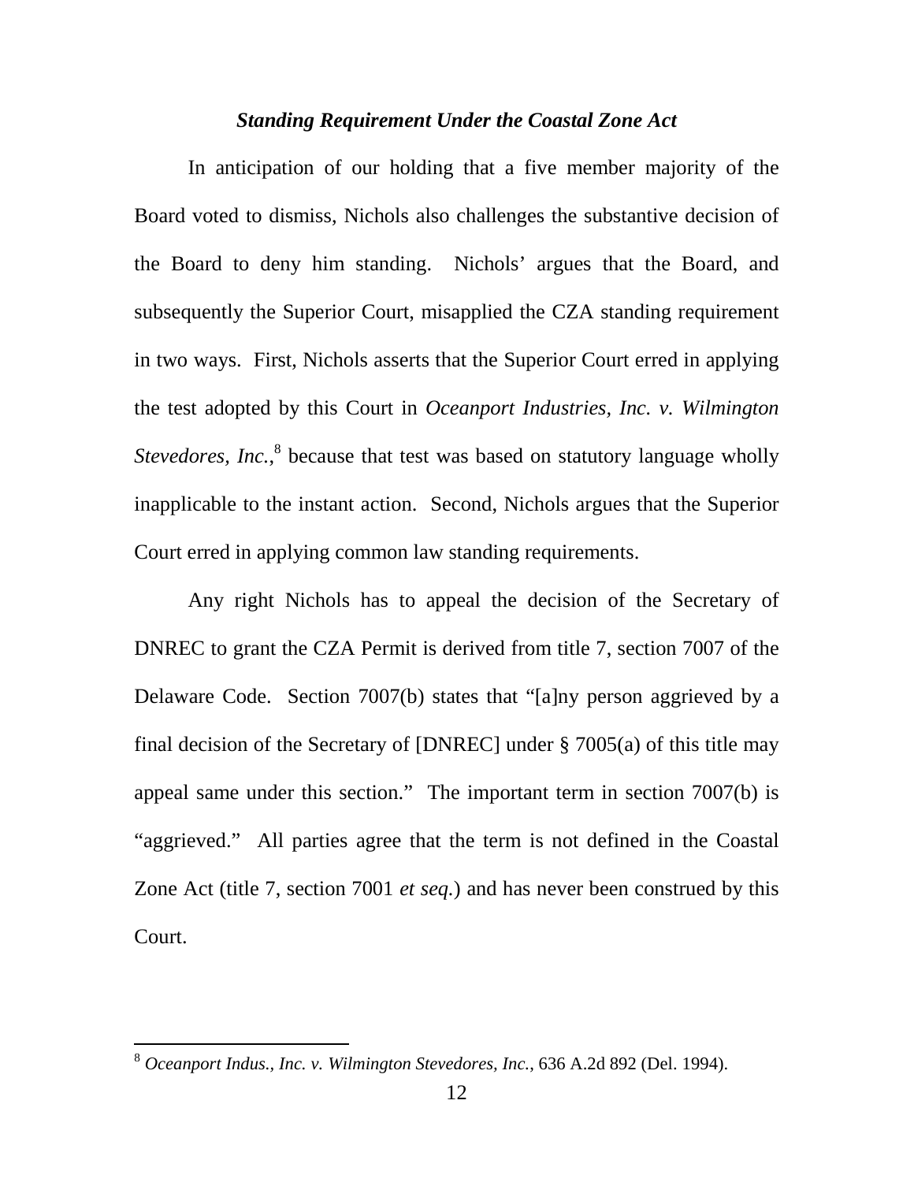### *Standing Requirement Under the Coastal Zone Act*

In anticipation of our holding that a five member majority of the Board voted to dismiss, Nichols also challenges the substantive decision of the Board to deny him standing. Nichols' argues that the Board, and subsequently the Superior Court, misapplied the CZA standing requirement in two ways. First, Nichols asserts that the Superior Court erred in applying the test adopted by this Court in *Oceanport Industries, Inc. v. Wilmington Stevedores, Inc.*,[8] because that test was based on statutory language wholly inapplicable to the instant action. Second, Nichols argues that the Superior Court erred in applying common law standing requirements.

Any right Nichols has to appeal the decision of the Secretary of DNREC to grant the CZA Permit is derived from title 7, section 7007 of the Delaware Code. Section 7007(b) states that "[a]ny person aggrieved by a final decision of the Secretary of [DNREC] under § 7005(a) of this title may appeal same under this section." The important term in section 7007(b) is "aggrieved." All parties agree that the term is not defined in the Coastal Zone Act (title 7, section 7001 *et seq.*) and has never been construed by this Court.

---

[8] *Oceanport Indus., Inc. v. Wilmington Stevedores, Inc.*, 636 A.2d 892 (Del. 1994).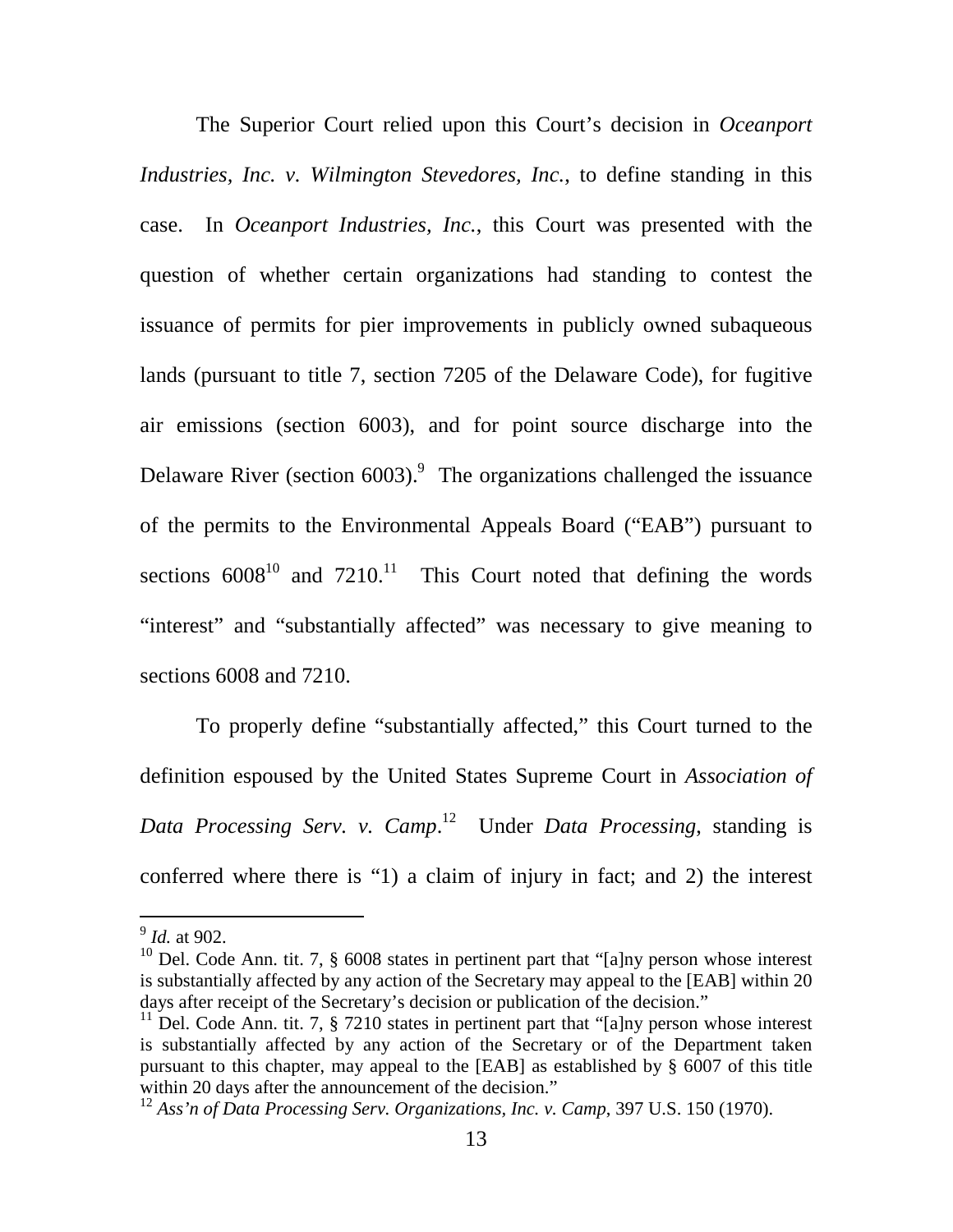The Superior Court relied upon this Court's decision in *Oceanport Industries, Inc. v. Wilmington Stevedores, Inc.*, to define standing in this case. In *Oceanport Industries, Inc.*, this Court was presented with the question of whether certain organizations had standing to contest the issuance of permits for pier improvements in publicly owned subaqueous lands (pursuant to title 7, section 7205 of the Delaware Code), for fugitive air emissions (section 6003), and for point source discharge into the Delaware River (section 6003).[9] The organizations challenged the issuance of the permits to the Environmental Appeals Board ("EAB") pursuant to sections 6008[10] and 7210.[11] This Court noted that defining the words "interest" and "substantially affected" was necessary to give meaning to sections 6008 and 7210.

To properly define "substantially affected," this Court turned to the definition espoused by the United States Supreme Court in *Association of Data Processing Serv. v. Camp*.[12] Under *Data Processing*, standing is conferred where there is "1) a claim of injury in fact; and 2) the interest

---

[9] *Id.* at 902.

[10] Del. Code Ann. tit. 7, § 6008 states in pertinent part that "[a]ny person whose interest is substantially affected by any action of the Secretary may appeal to the [EAB] within 20 days after receipt of the Secretary's decision or publication of the decision."

[11] Del. Code Ann. tit. 7, § 7210 states in pertinent part that "[a]ny person whose interest is substantially affected by any action of the Secretary or of the Department taken pursuant to this chapter, may appeal to the [EAB] as established by § 6007 of this title within 20 days after the announcement of the decision."

[12] *Ass'n of Data Processing Serv. Organizations, Inc. v. Camp*, 397 U.S. 150 (1970).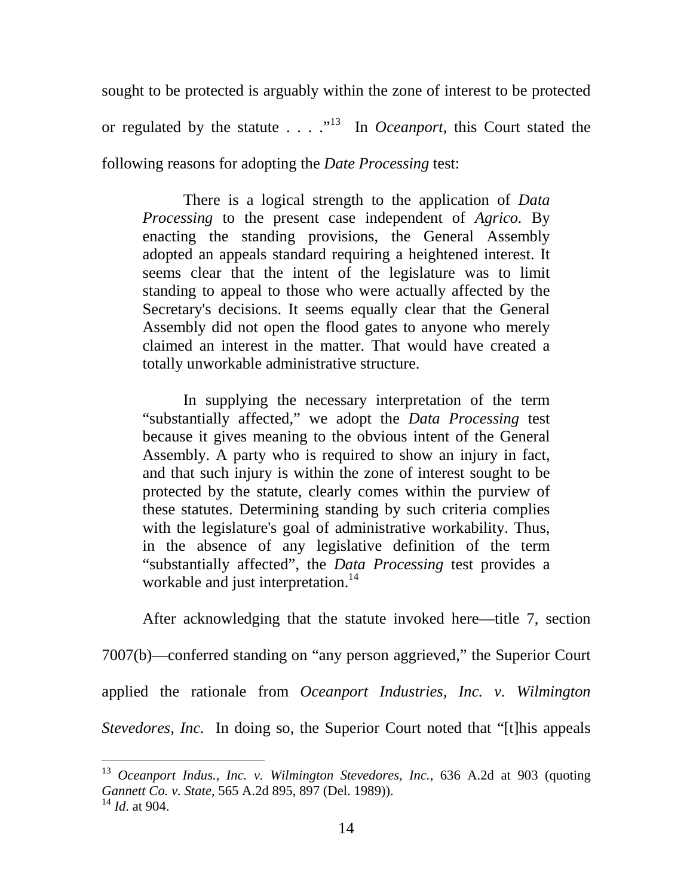sought to be protected is arguably within the zone of interest to be protected or regulated by the statute . . . ."[13] In *Oceanport*, this Court stated the following reasons for adopting the *Date Processing* test:

> There is a logical strength to the application of *Data Processing* to the present case independent of *Agrico.* By enacting the standing provisions, the General Assembly adopted an appeals standard requiring a heightened interest. It seems clear that the intent of the legislature was to limit standing to appeal to those who were actually affected by the Secretary's decisions. It seems equally clear that the General Assembly did not open the flood gates to anyone who merely claimed an interest in the matter. That would have created a totally unworkable administrative structure.
>
> In supplying the necessary interpretation of the term "substantially affected," we adopt the *Data Processing* test because it gives meaning to the obvious intent of the General Assembly. A party who is required to show an injury in fact, and that such injury is within the zone of interest sought to be protected by the statute, clearly comes within the purview of these statutes. Determining standing by such criteria complies with the legislature's goal of administrative workability. Thus, in the absence of any legislative definition of the term "substantially affected", the *Data Processing* test provides a workable and just interpretation.[14]

After acknowledging that the statute invoked here—title 7, section 7007(b)—conferred standing on "any person aggrieved," the Superior Court applied the rationale from *Oceanport Industries, Inc. v. Wilmington Stevedores, Inc.* In doing so, the Superior Court noted that "[t]his appeals

---

[13] *Oceanport Indus., Inc. v. Wilmington Stevedores, Inc.*, 636 A.2d at 903 (quoting *Gannett Co. v. State*, 565 A.2d 895, 897 (Del. 1989)).

[14] *Id*. at 904.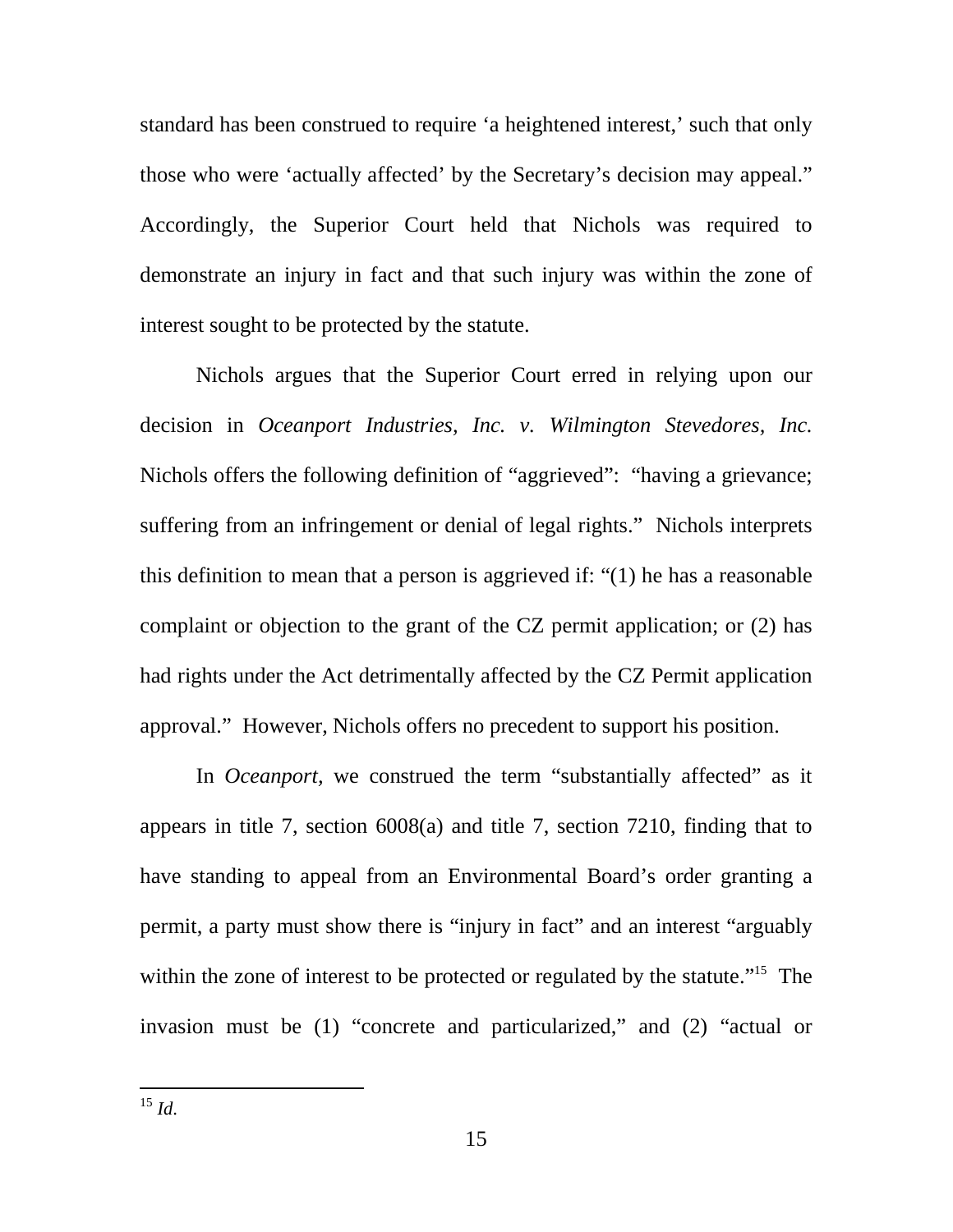standard has been construed to require ‘a heightened interest,’ such that only those who were ‘actually affected’ by the Secretary’s decision may appeal.” Accordingly, the Superior Court held that Nichols was required to demonstrate an injury in fact and that such injury was within the zone of interest sought to be protected by the statute.

Nichols argues that the Superior Court erred in relying upon our decision in *Oceanport Industries, Inc. v. Wilmington Stevedores, Inc.* Nichols offers the following definition of “aggrieved”: “having a grievance; suffering from an infringement or denial of legal rights.” Nichols interprets this definition to mean that a person is aggrieved if: “(1) he has a reasonable complaint or objection to the grant of the CZ permit application; or (2) has had rights under the Act detrimentally affected by the CZ Permit application approval.” However, Nichols offers no precedent to support his position.

In *Oceanport,* we construed the term “substantially affected” as it appears in title 7, section 6008(a) and title 7, section 7210, finding that to have standing to appeal from an Environmental Board’s order granting a permit, a party must show there is “injury in fact” and an interest “arguably within the zone of interest to be protected or regulated by the statute.”[15] The invasion must be (1) “concrete and particularized,” and (2) “actual or

---

[15] *Id.*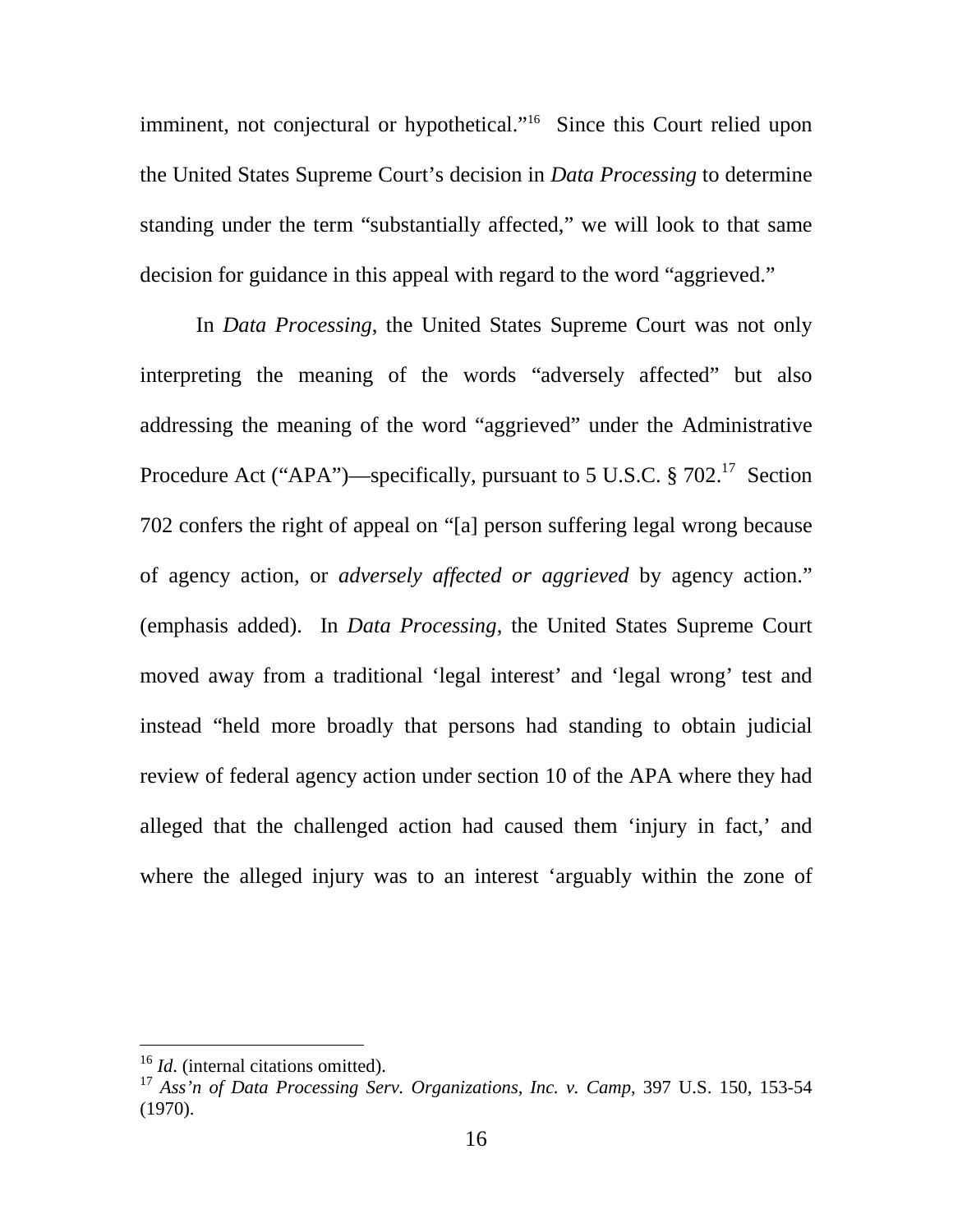imminent, not conjectural or hypothetical."[16] Since this Court relied upon the United States Supreme Court's decision in *Data Processing* to determine standing under the term "substantially affected," we will look to that same decision for guidance in this appeal with regard to the word "aggrieved."

In *Data Processing*, the United States Supreme Court was not only interpreting the meaning of the words "adversely affected" but also addressing the meaning of the word "aggrieved" under the Administrative Procedure Act ("APA")—specifically, pursuant to 5 U.S.C. § 702.[17] Section 702 confers the right of appeal on "[a] person suffering legal wrong because of agency action, or *adversely affected or aggrieved* by agency action." (emphasis added). In *Data Processing*, the United States Supreme Court moved away from a traditional 'legal interest' and 'legal wrong' test and instead "held more broadly that persons had standing to obtain judicial review of federal agency action under section 10 of the APA where they had alleged that the challenged action had caused them 'injury in fact,' and where the alleged injury was to an interest 'arguably within the zone of

---

[16] *Id*. (internal citations omitted).

[17] *Ass'n of Data Processing Serv. Organizations, Inc. v. Camp*, 397 U.S. 150, 153-54 (1970).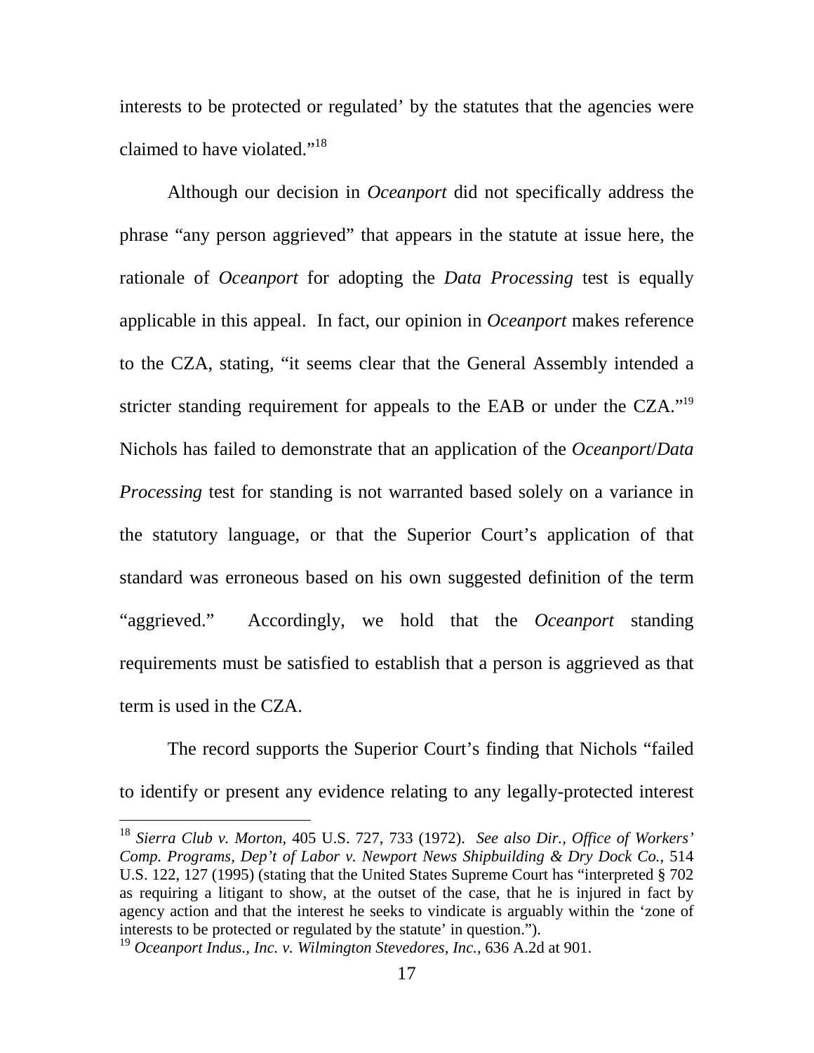interests to be protected or regulated' by the statutes that the agencies were claimed to have violated."[18]

Although our decision in *Oceanport* did not specifically address the phrase "any person aggrieved" that appears in the statute at issue here, the rationale of *Oceanport* for adopting the *Data Processing* test is equally applicable in this appeal. In fact, our opinion in *Oceanport* makes reference to the CZA, stating, "it seems clear that the General Assembly intended a stricter standing requirement for appeals to the EAB or under the CZA."[19] Nichols has failed to demonstrate that an application of the *Oceanport*/*Data Processing* test for standing is not warranted based solely on a variance in the statutory language, or that the Superior Court's application of that standard was erroneous based on his own suggested definition of the term "aggrieved." Accordingly, we hold that the *Oceanport* standing requirements must be satisfied to establish that a person is aggrieved as that term is used in the CZA.

The record supports the Superior Court's finding that Nichols "failed to identify or present any evidence relating to any legally-protected interest

---

[18] *Sierra Club v. Morton*, 405 U.S. 727, 733 (1972). *See also Dir., Office of Workers' Comp. Programs, Dep't of Labor v. Newport News Shipbuilding & Dry Dock Co.*, 514 U.S. 122, 127 (1995) (stating that the United States Supreme Court has "interpreted § 702 as requiring a litigant to show, at the outset of the case, that he is injured in fact by agency action and that the interest he seeks to vindicate is arguably within the 'zone of interests to be protected or regulated by the statute' in question.").

[19] *Oceanport Indus., Inc. v. Wilmington Stevedores, Inc.*, 636 A.2d at 901.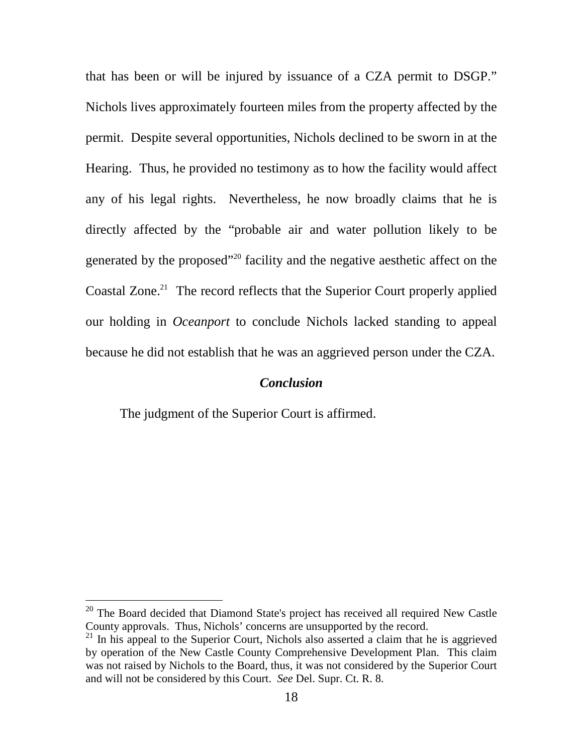that has been or will be injured by issuance of a CZA permit to DSGP." Nichols lives approximately fourteen miles from the property affected by the permit. Despite several opportunities, Nichols declined to be sworn in at the Hearing. Thus, he provided no testimony as to how the facility would affect any of his legal rights. Nevertheless, he now broadly claims that he is directly affected by the "probable air and water pollution likely to be generated by the proposed"[20] facility and the negative aesthetic affect on the Coastal Zone.[21] The record reflects that the Superior Court properly applied our holding in *Oceanport* to conclude Nichols lacked standing to appeal because he did not establish that he was an aggrieved person under the CZA.

### *Conclusion*

The judgment of the Superior Court is affirmed.

---

[20] The Board decided that Diamond State's project has received all required New Castle County approvals. Thus, Nichols' concerns are unsupported by the record.

[21] In his appeal to the Superior Court, Nichols also asserted a claim that he is aggrieved by operation of the New Castle County Comprehensive Development Plan. This claim was not raised by Nichols to the Board, thus, it was not considered by the Superior Court and will not be considered by this Court. *See* Del. Supr. Ct. R. 8.